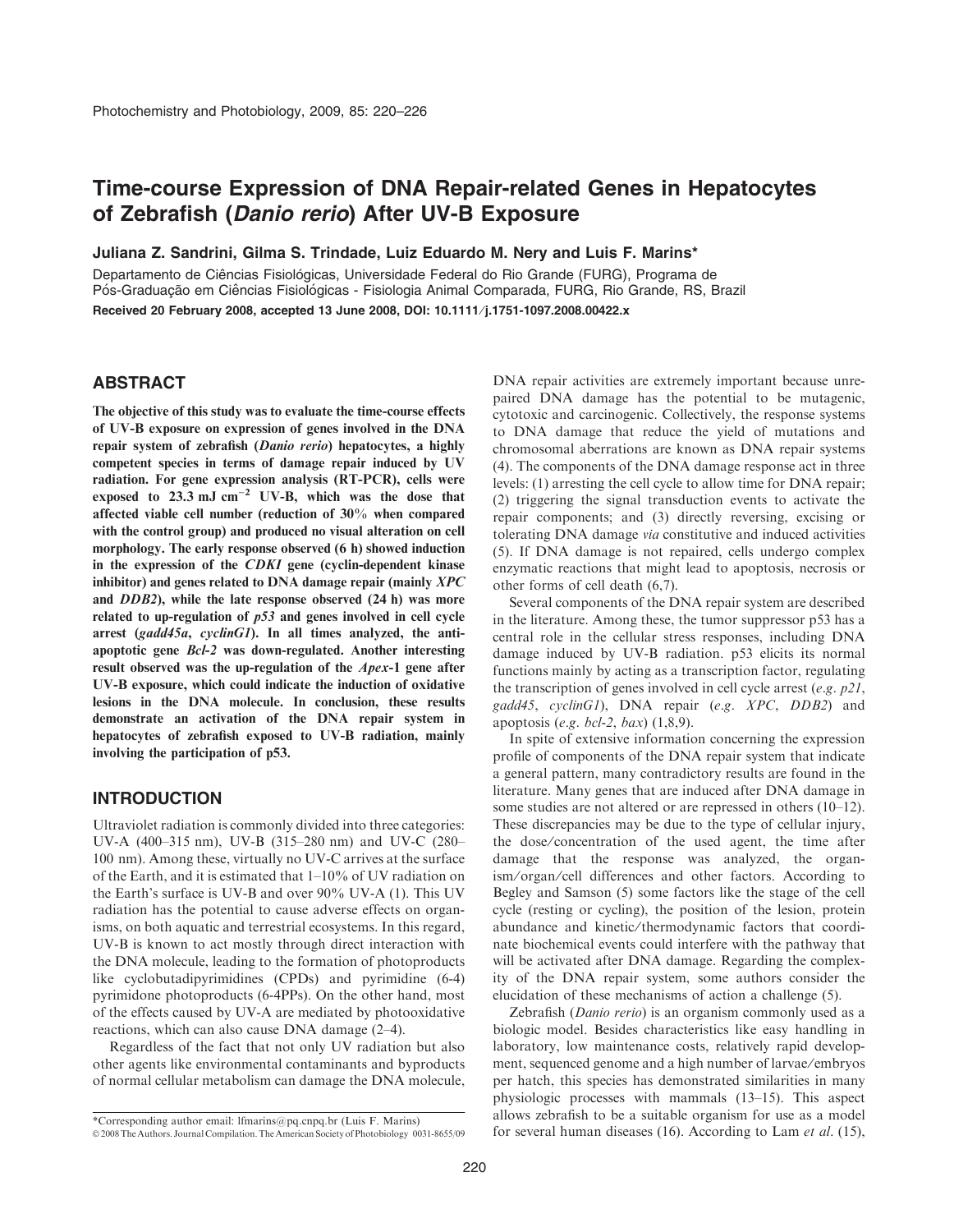# Time-course Expression of DNA Repair-related Genes in Hepatocytes of Zebrafish (*Danio rerio*) After UV-B Exposure

**Juliana Z. Sandrini, Gilma S. Trindade, Luiz Eduardo M. Nery and Luis F. Marins***

Departamento de Ciências Fisiológicas, Universidade Federal do Rio Grande (FURG), Programa de Pós-Graduação em Ciências Fisiológicas - Fisiologia Animal Comparada, FURG, Rio Grande, RS, Brazil

**Received 20 February 2008, accepted 13 June 2008, DOI: 10.1111/j.1751-1097.2008.00422.x**

## ABSTRACT

**The objective of this study was to evaluate the time-course effects of UV-B exposure on expression of genes involved in the DNA repair system of zebrafish (*Danio rerio*) hepatocytes, a highly competent species in terms of damage repair induced by UV radiation. For gene expression analysis (RT-PCR), cells were exposed to 23.3 mJ cm$^{-2}$ UV-B, which was the dose that affected viable cell number (reduction of 30% when compared with the control group) and produced no visual alteration on cell morphology. The early response observed (6 h) showed induction in the expression of the *CDKI* gene (cyclin-dependent kinase inhibitor) and genes related to DNA damage repair (mainly *XPC* and *DDB2*), while the late response observed (24 h) was more related to up-regulation of *p53* and genes involved in cell cycle arrest (*gadd45a*, *cyclinG1*). In all times analyzed, the anti-apoptotic gene *Bcl-2* was down-regulated. Another interesting result observed was the up-regulation of the *Apex*-1 gene after UV-B exposure, which could indicate the induction of oxidative lesions in the DNA molecule. In conclusion, these results demonstrate an activation of the DNA repair system in hepatocytes of zebrafish exposed to UV-B radiation, mainly involving the participation of p53.**

## INTRODUCTION

Ultraviolet radiation is commonly divided into three categories: UV-A (400–315 nm), UV-B (315–280 nm) and UV-C (280–100 nm). Among these, virtually no UV-C arrives at the surface of the Earth, and it is estimated that 1–10% of UV radiation on the Earth's surface is UV-B and over 90% UV-A (1). This UV radiation has the potential to cause adverse effects on organisms, on both aquatic and terrestrial ecosystems. In this regard, UV-B is known to act mostly through direct interaction with the DNA molecule, leading to the formation of photoproducts like cyclobutadipyrimidines (CPDs) and pyrimidine (6-4) pyrimidone photoproducts (6-4PPs). On the other hand, most of the effects caused by UV-A are mediated by photooxidative reactions, which can also cause DNA damage (2–4).

Regardless of the fact that not only UV radiation but also other agents like environmental contaminants and byproducts of normal cellular metabolism can damage the DNA molecule, DNA repair activities are extremely important because unrepaired DNA damage has the potential to be mutagenic, cytotoxic and carcinogenic. Collectively, the response systems to DNA damage that reduce the yield of mutations and chromosomal aberrations are known as DNA repair systems (4). The components of the DNA damage response act in three levels: (1) arresting the cell cycle to allow time for DNA repair; (2) triggering the signal transduction events to activate the repair components; and (3) directly reversing, excising or tolerating DNA damage *via* constitutive and induced activities (5). If DNA damage is not repaired, cells undergo complex enzymatic reactions that might lead to apoptosis, necrosis or other forms of cell death (6,7).

Several components of the DNA repair system are described in the literature. Among these, the tumor suppressor p53 has a central role in the cellular stress responses, including DNA damage induced by UV-B radiation. p53 elicits its normal functions mainly by acting as a transcription factor, regulating the transcription of genes involved in cell cycle arrest (*e.g. p21*, *gadd45*, *cyclinG1*), DNA repair (*e.g. XPC*, *DDB2*) and apoptosis (*e.g. bcl-2*, *bax*) (1,8,9).

In spite of extensive information concerning the expression profile of components of the DNA repair system that indicate a general pattern, many contradictory results are found in the literature. Many genes that are induced after DNA damage in some studies are not altered or are repressed in others (10–12). These discrepancies may be due to the type of cellular injury, the dose/concentration of the used agent, the time after damage that the response was analyzed, the organism/organ/cell differences and other factors. According to Begley and Samson (5) some factors like the stage of the cell cycle (resting or cycling), the position of the lesion, protein abundance and kinetic/thermodynamic factors that coordinate biochemical events could interfere with the pathway that will be activated after DNA damage. Regarding the complexity of the DNA repair system, some authors consider the elucidation of these mechanisms of action a challenge (5).

Zebrafish (*Danio rerio*) is an organism commonly used as a biologic model. Besides characteristics like easy handling in laboratory, low maintenance costs, relatively rapid development, sequenced genome and a high number of larvae/embryos per hatch, this species has demonstrated similarities in many physiologic processes with mammals (13–15). This aspect allows zebrafish to be a suitable organism for use as a model for several human diseases (16). According to Lam *et al.* (15),

*Corresponding author email: lfmarins@pq.cnpq.br (Luis F. Marins)

© 2008 The Authors. Journal Compilation. The American Society of Photobiology 0031-8655/09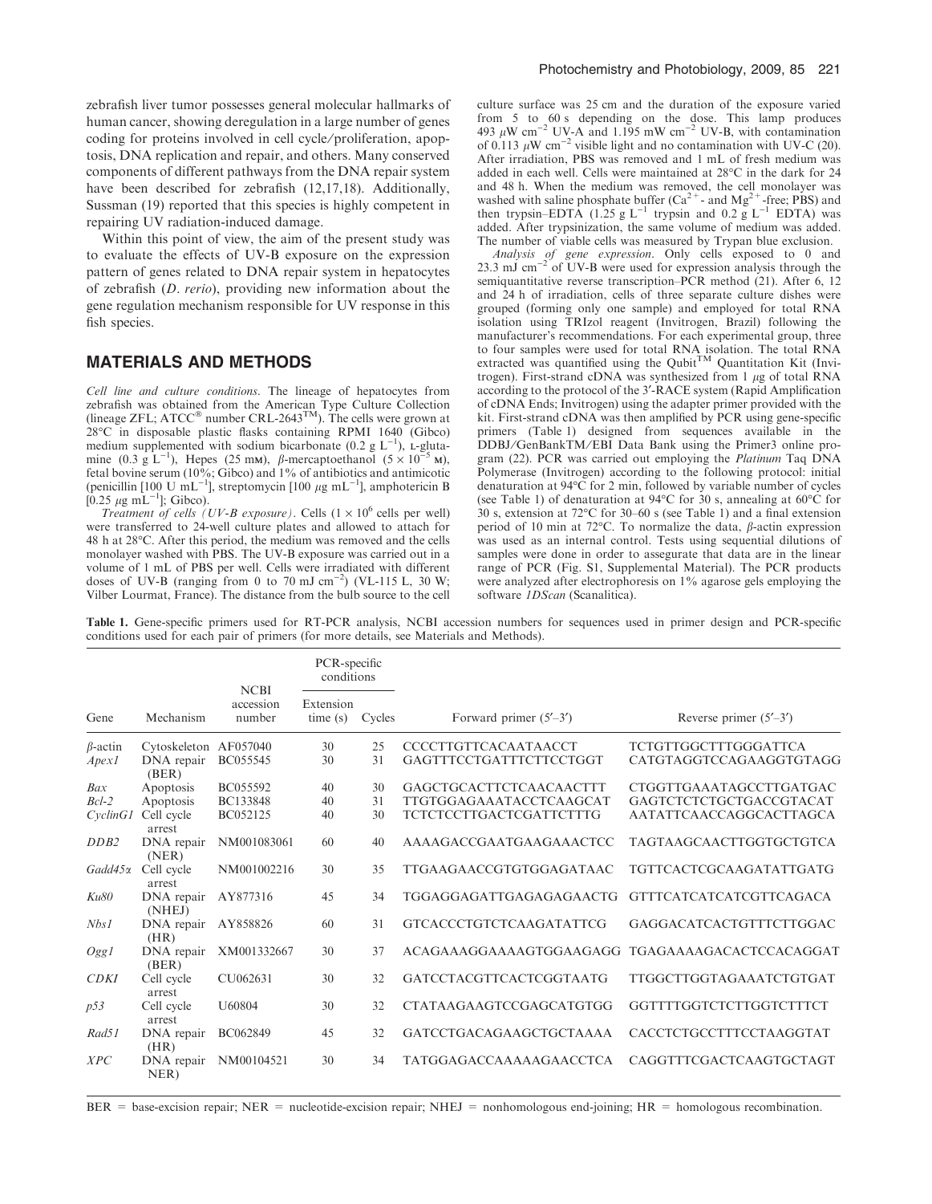zebrafish liver tumor possesses general molecular hallmarks of human cancer, showing deregulation in a large number of genes coding for proteins involved in cell cycle/proliferation, apoptosis, DNA replication and repair, and others. Many conserved components of different pathways from the DNA repair system have been described for zebrafish (12,17,18). Additionally, Sussman (19) reported that this species is highly competent in repairing UV radiation-induced damage.

Within this point of view, the aim of the present study was to evaluate the effects of UV-B exposure on the expression pattern of genes related to DNA repair system in hepatocytes of zebrafish (*D. rerio*), providing new information about the gene regulation mechanism responsible for UV response in this fish species.

## MATERIALS AND METHODS

*Cell line and culture conditions.* The lineage of hepatocytes from zebrafish was obtained from the American Type Culture Collection (lineage ZFL; ATCC® number CRL-2643™). The cells were grown at 28°C in disposable plastic flasks containing RPMI 1640 (Gibco) medium supplemented with sodium bicarbonate (0.2 g $L^{-1}$), L-glutamine (0.3 g $L^{-1}$), Hepes (25 mM), β-mercaptoethanol ($5 \times 10^{-5}$ M), fetal bovine serum (10%; Gibco) and 1% of antibiotics and antimicotic (penicillin [100 U $mL^{-1}$], streptomycin [100 μg $mL^{-1}$], amphotericin B [0.25 μg $mL^{-1}$]; Gibco).

*Treatment of cells (UV-B exposure).* Cells ($1 \times 10^6$ cells per well) were transferred to 24-well culture plates and allowed to attach for 48 h at 28°C. After this period, the medium was removed and the cells monolayer washed with PBS. The UV-B exposure was carried out in a volume of 1 mL of PBS per well. Cells were irradiated with different doses of UV-B (ranging from 0 to 70 mJ $cm^{-2}$) (VL-115 L, 30 W; Vilber Lourmat, France). The distance from the bulb source to the cell culture surface was 25 cm and the duration of the exposure varied from 5 to 60 s depending on the dose. This lamp produces 493 μW $cm^{-2}$ UV-A and 1.195 mW $cm^{-2}$ UV-B, with contamination of 0.113 μW $cm^{-2}$ visible light and no contamination with UV-C (20). After irradiation, PBS was removed and 1 mL of fresh medium was added in each well. Cells were maintained at 28°C in the dark for 24 and 48 h. When the medium was removed, the cell monolayer was washed with saline phosphate buffer ($Ca^{2+}$- and $Mg^{2+}$-free; PBS) and then trypsin–EDTA (1.25 g $L^{-1}$ trypsin and 0.2 g $L^{-1}$ EDTA) was added. After trypsinization, the same volume of medium was added. The number of viable cells was measured by Trypan blue exclusion.

*Analysis of gene expression.* Only cells exposed to 0 and 23.3 mJ $cm^{-2}$ of UV-B were used for expression analysis through the semiquantitative reverse transcription–PCR method (21). After 6, 12 and 24 h of irradiation, cells of three separate culture dishes were grouped (forming only one sample) and employed for total RNA isolation using TRIzol reagent (Invitrogen, Brazil) following the manufacturer's recommendations. For each experimental group, three to four samples were used for total RNA isolation. The total RNA extracted was quantified using the Qubit™ Quantitation Kit (Invitrogen). First-strand cDNA was synthesized from 1 μg of total RNA according to the protocol of the 3′-RACE system (Rapid Amplification of cDNA Ends; Invitrogen) using the adapter primer provided with the kit. First-strand cDNA was then amplified by PCR using gene-specific primers (Table 1) designed from sequences available in the DDBJ/GenBankTM/EBI Data Bank using the Primer3 online program (22). PCR was carried out employing the *Platinum* Taq DNA Polymerase (Invitrogen) according to the following protocol: initial denaturation at 94°C for 2 min, followed by variable number of cycles (see Table 1) of denaturation at 94°C for 30 s, annealing at 60°C for 30 s, extension at 72°C for 30–60 s (see Table 1) and a final extension period of 10 min at 72°C. To normalize the data, β-actin expression was used as an internal control. Tests using sequential dilutions of samples were done in order to assegurate that data are in the linear range of PCR (Fig. S1, Supplemental Material). The PCR products were analyzed after electrophoresis on 1% agarose gels employing the software *1DScan* (Scanalitica).

**Table 1.** Gene-specific primers used for RT-PCR analysis, NCBI accession numbers for sequences used in primer design and PCR-specific conditions used for each pair of primers (for more details, see Materials and Methods).

| Gene | Mechanism | NCBI accession number | PCR-specific conditions | | Forward primer (5′–3′) | Reverse primer (5′–3′) |
|---|---|---|---|---|---|---|
| | | | Extension time (s) | Cycles | | |
| *β-actin* | Cytoskeleton | AF057040 | 30 | 25 | CCCCTTGTTCACAATAACCT | TCTGTTGGCTTTGGGATTCA |
| *Apex1* | DNA repair (BER) | BC055545 | 30 | 31 | GAGTTTCCTGATTTCTTCCTGGT | CATGTAGGTCCAGAAGGTGTAGG |
| *Bax* | Apoptosis | BC055592 | 40 | 30 | GAGCTGCACTTCTCAACAACTTT | CTGGTTGAAATAGCCTTGATGAC |
| *Bcl-2* | Apoptosis | BC133848 | 40 | 31 | TTGTGGAGAAATACCTCAAGCAT | GAGTCTCTCTGCTGACCGTACAT |
| *CyclinG1* | Cell cycle arrest | BC052125 | 40 | 30 | TCTCTCCTTGACTCGATTCTTTG | AATATTCAACCAGGCACTTAGCA |
| *DDB2* | DNA repair (NER) | NM001083061 | 60 | 40 | AAAAGACCGAATGAAGAAACTCC | TAGTAAGCAACTTGGTGCTGTCA |
| *Gadd45α* | Cell cycle arrest | NM001002216 | 30 | 35 | TTGAAGAACCGTGTGGAGATAAC | TGTTCACTCGCAAGATATTGATG |
| *Ku80* | DNA repair (NHEJ) | AY877316 | 45 | 34 | TGGAGGAGATTGAGAGAGAACTG | GTTTCATCATCATCGTTCAGACA |
| *Nbs1* | DNA repair (HR) | AY858826 | 60 | 31 | GTCACCCTGTCTCAAGATATTCG | GAGGACATCACTGTTTCTTGGAC |
| *Ogg1* | DNA repair (BER) | XM001332667 | 30 | 37 | ACAGAAAGGAAAAGTGGAAGAGG | TGAGAAAAGACACTCCACAGGAT |
| *CDKI* | Cell cycle arrest | CU062631 | 30 | 32 | GATCCTACGTTCACTCGGTAATG | TTGGCTTGGTAGAAATCTGTGAT |
| *p53* | Cell cycle arrest | U60804 | 30 | 32 | CTATAAGAAGTCCGAGCATGTGG | GGTTTTGGTCTCTTGGTCTTTCT |
| *Rad51* | DNA repair (HR) | BC062849 | 45 | 32 | GATCCTGACAGAAGCTGCTAAAA | CACCTCTGCCTTTCCTAAGGTAT |
| *XPC* | DNA repair NER) | NM00104521 | 30 | 34 | TATGGAGACCAAAAAGAACCTCA | CAGGTTTCGACTCAAGTGCTAGT |

BER = base-excision repair; NER = nucleotide-excision repair; NHEJ = nonhomologous end-joining; HR = homologous recombination.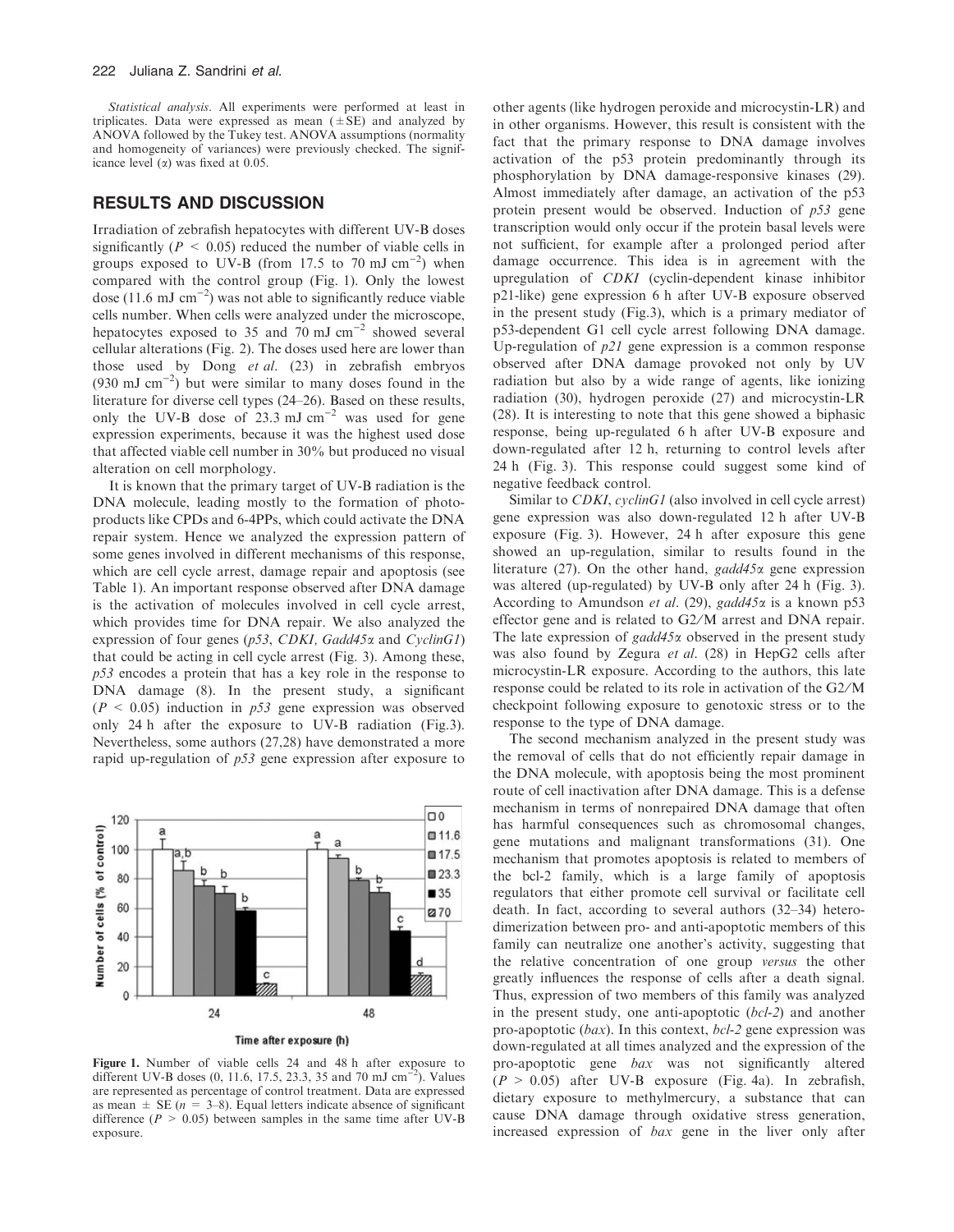*Statistical analysis*. All experiments were performed at least in triplicates. Data were expressed as mean ($\pm$SE) and analyzed by ANOVA followed by the Tukey test. ANOVA assumptions (normality and homogeneity of variances) were previously checked. The significance level ($\alpha$) was fixed at 0.05.

## RESULTS AND DISCUSSION

Irradiation of zebrafish hepatocytes with different UV-B doses significantly ($P < 0.05$) reduced the number of viable cells in groups exposed to UV-B (from 17.5 to 70 mJ cm$^{-2}$) when compared with the control group (Fig. 1). Only the lowest dose (11.6 mJ cm$^{-2}$) was not able to significantly reduce viable cells number. When cells were analyzed under the microscope, hepatocytes exposed to 35 and 70 mJ cm$^{-2}$ showed several cellular alterations (Fig. 2). The doses used here are lower than those used by Dong *et al*. (23) in zebrafish embryos (930 mJ cm$^{-2}$) but were similar to many doses found in the literature for diverse cell types (24–26). Based on these results, only the UV-B dose of 23.3 mJ cm$^{-2}$ was used for gene expression experiments, because it was the highest used dose that affected viable cell number in 30% but produced no visual alteration on cell morphology.

It is known that the primary target of UV-B radiation is the DNA molecule, leading mostly to the formation of photoproducts like CPDs and 6-4PPs, which could activate the DNA repair system. Hence we analyzed the expression pattern of some genes involved in different mechanisms of this response, which are cell cycle arrest, damage repair and apoptosis (see Table 1). An important response observed after DNA damage is the activation of molecules involved in cell cycle arrest, which provides time for DNA repair. We also analyzed the expression of four genes (*p53*, *CDKI*, *Gadd45α* and *CyclinG1*) that could be acting in cell cycle arrest (Fig. 3). Among these, *p53* encodes a protein that has a key role in the response to DNA damage (8). In the present study, a significant ($P < 0.05$) induction in *p53* gene expression was observed only 24 h after the exposure to UV-B radiation (Fig.3). Nevertheless, some authors (27,28) have demonstrated a more rapid up-regulation of *p53* gene expression after exposure to other agents (like hydrogen peroxide and microcystin-LR) and in other organisms. However, this result is consistent with the fact that the primary response to DNA damage involves activation of the p53 protein predominantly through its phosphorylation by DNA damage-responsive kinases (29). Almost immediately after damage, an activation of the p53 protein present would be observed. Induction of *p53* gene transcription would only occur if the protein basal levels were not sufficient, for example after a prolonged period after damage occurrence. This idea is in agreement with the upregulation of *CDKI* (cyclin-dependent kinase inhibitor p21-like) gene expression 6 h after UV-B exposure observed in the present study (Fig.3), which is a primary mediator of p53-dependent G1 cell cycle arrest following DNA damage. Up-regulation of *p21* gene expression is a common response observed after DNA damage provoked not only by UV radiation but also by a wide range of agents, like ionizing radiation (30), hydrogen peroxide (27) and microcystin-LR (28). It is interesting to note that this gene showed a biphasic response, being up-regulated 6 h after UV-B exposure and down-regulated after 12 h, returning to control levels after 24 h (Fig. 3). This response could suggest some kind of negative feedback control.

Similar to *CDKI*, *cyclinG1* (also involved in cell cycle arrest) gene expression was also down-regulated 12 h after UV-B exposure (Fig. 3). However, 24 h after exposure this gene showed an up-regulation, similar to results found in the literature (27). On the other hand, *gadd45α* gene expression was altered (up-regulated) by UV-B only after 24 h (Fig. 3). According to Amundson *et al*. (29), *gadd45α* is a known p53 effector gene and is related to G2/M arrest and DNA repair. The late expression of *gadd45α* observed in the present study was also found by Zegura *et al*. (28) in HepG2 cells after microcystin-LR exposure. According to the authors, this late response could be related to its role in activation of the G2/M checkpoint following exposure to genotoxic stress or to the response to the type of DNA damage.

The second mechanism analyzed in the present study was the removal of cells that do not efficiently repair damage in the DNA molecule, with apoptosis being the most prominent route of cell inactivation after DNA damage. This is a defense mechanism in terms of nonrepaired DNA damage that often has harmful consequences such as chromosomal changes, gene mutations and malignant transformations (31). One mechanism that promotes apoptosis is related to members of the bcl-2 family, which is a large family of apoptosis regulators that either promote cell survival or facilitate cell death. In fact, according to several authors (32–34) heterodimerization between pro- and anti-apoptotic members of this family can neutralize one another's activity, suggesting that the relative concentration of one group *versus* the other greatly influences the response of cells after a death signal. Thus, expression of two members of this family was analyzed in the present study, one anti-apoptotic (*bcl-2*) and another pro-apoptotic (*bax*). In this context, *bcl-2* gene expression was down-regulated at all times analyzed and the expression of the pro-apoptotic gene *bax* was not significantly altered ($P > 0.05$) after UV-B exposure (Fig. 4a). In zebrafish, dietary exposure to methylmercury, a substance that can cause DNA damage through oxidative stress generation, increased expression of *bax* gene in the liver only after

**Figure 1.** Number of viable cells 24 and 48 h after exposure to different UV-B doses (0, 11.6, 17.5, 23.3, 35 and 70 mJ cm$^{-2}$). Values are represented as percentage of control treatment. Data are expressed as mean $\pm$ SE ($n$ = 3–8). Equal letters indicate absence of significant difference ($P > 0.05$) between samples in the same time after UV-B exposure.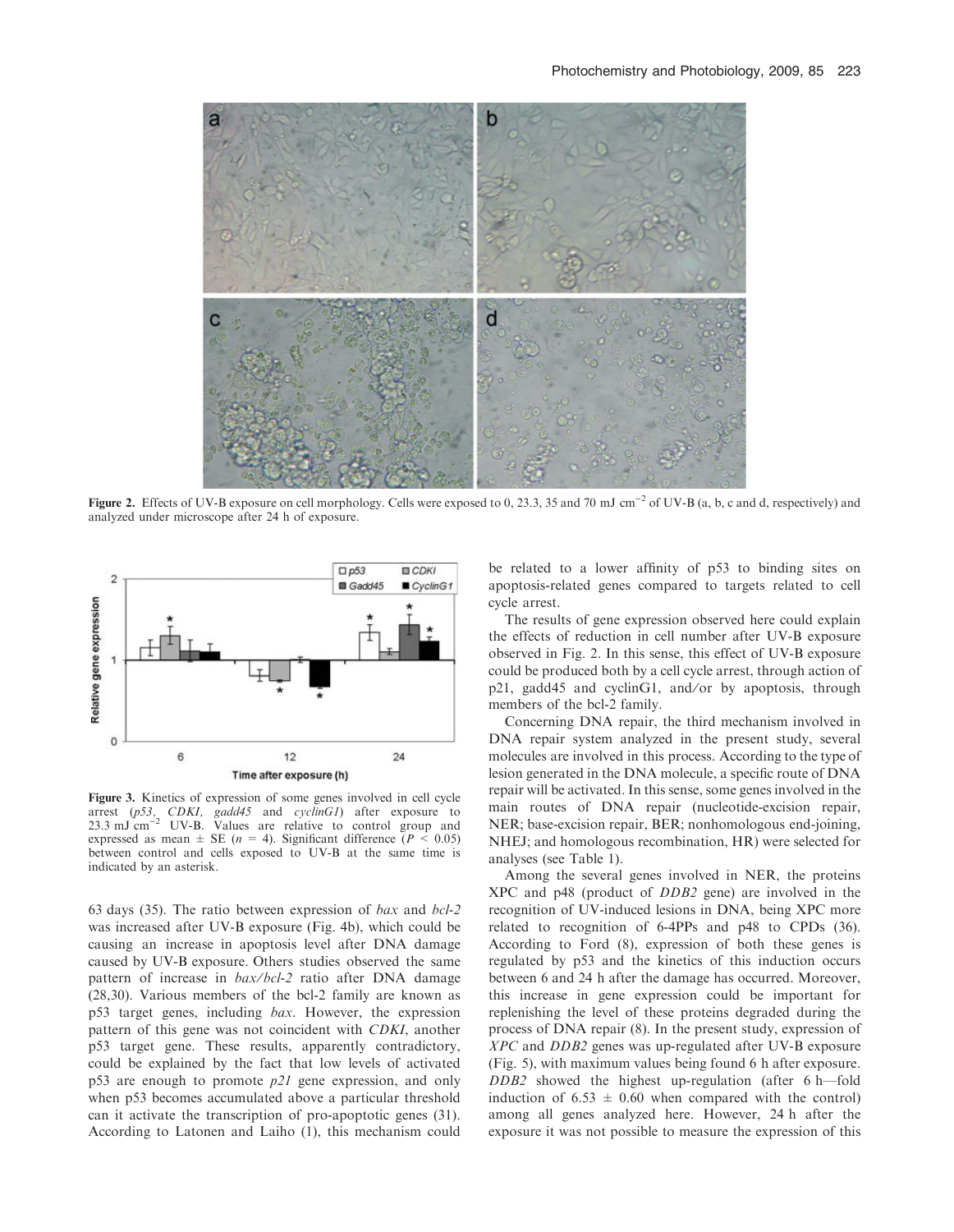Figure 2. Effects of UV-B exposure on cell morphology. Cells were exposed to 0, 23.3, 35 and 70 mJ $cm^{-2}$ of UV-B (a, b, c and d, respectively) and analyzed under microscope after 24 h of exposure.

Figure 3. Kinetics of expression of some genes involved in cell cycle arrest (*p53*, *CDKI*, *gadd45* and *cyclinG1*) after exposure to 23.3 mJ $cm^{-2}$ UV-B. Values are relative to control group and expressed as mean ± SE ($n$ = 4). Significant difference ($P$ < 0.05) between control and cells exposed to UV-B at the same time is indicated by an asterisk.

63 days (35). The ratio between expression of *bax* and *bcl-2* was increased after UV-B exposure (Fig. 4b), which could be causing an increase in apoptosis level after DNA damage caused by UV-B exposure. Others studies observed the same pattern of increase in *bax/bcl-2* ratio after DNA damage (28,30). Various members of the bcl-2 family are known as p53 target genes, including *bax*. However, the expression pattern of this gene was not coincident with *CDKI*, another p53 target gene. These results, apparently contradictory, could be explained by the fact that low levels of activated p53 are enough to promote *p21* gene expression, and only when p53 becomes accumulated above a particular threshold can it activate the transcription of pro-apoptotic genes (31). According to Latonen and Laiho (1), this mechanism could be related to a lower affinity of p53 to binding sites on apoptosis-related genes compared to targets related to cell cycle arrest.

The results of gene expression observed here could explain the effects of reduction in cell number after UV-B exposure observed in Fig. 2. In this sense, this effect of UV-B exposure could be produced both by a cell cycle arrest, through action of p21, gadd45 and cyclinG1, and/or by apoptosis, through members of the bcl-2 family.

Concerning DNA repair, the third mechanism involved in DNA repair system analyzed in the present study, several molecules are involved in this process. According to the type of lesion generated in the DNA molecule, a specific route of DNA repair will be activated. In this sense, some genes involved in the main routes of DNA repair (nucleotide-excision repair, NER; base-excision repair, BER; nonhomologous end-joining, NHEJ; and homologous recombination, HR) were selected for analyses (see Table 1).

Among the several genes involved in NER, the proteins XPC and p48 (product of *DDB2* gene) are involved in the recognition of UV-induced lesions in DNA, being XPC more related to recognition of 6-4PPs and p48 to CPDs (36). According to Ford (8), expression of both these genes is regulated by p53 and the kinetics of this induction occurs between 6 and 24 h after the damage has occurred. Moreover, this increase in gene expression could be important for replenishing the level of these proteins degraded during the process of DNA repair (8). In the present study, expression of *XPC* and *DDB2* genes was up-regulated after UV-B exposure (Fig. 5), with maximum values being found 6 h after exposure. *DDB2* showed the highest up-regulation (after 6 h—fold induction of 6.53 ± 0.60 when compared with the control) among all genes analyzed here. However, 24 h after the exposure it was not possible to measure the expression of this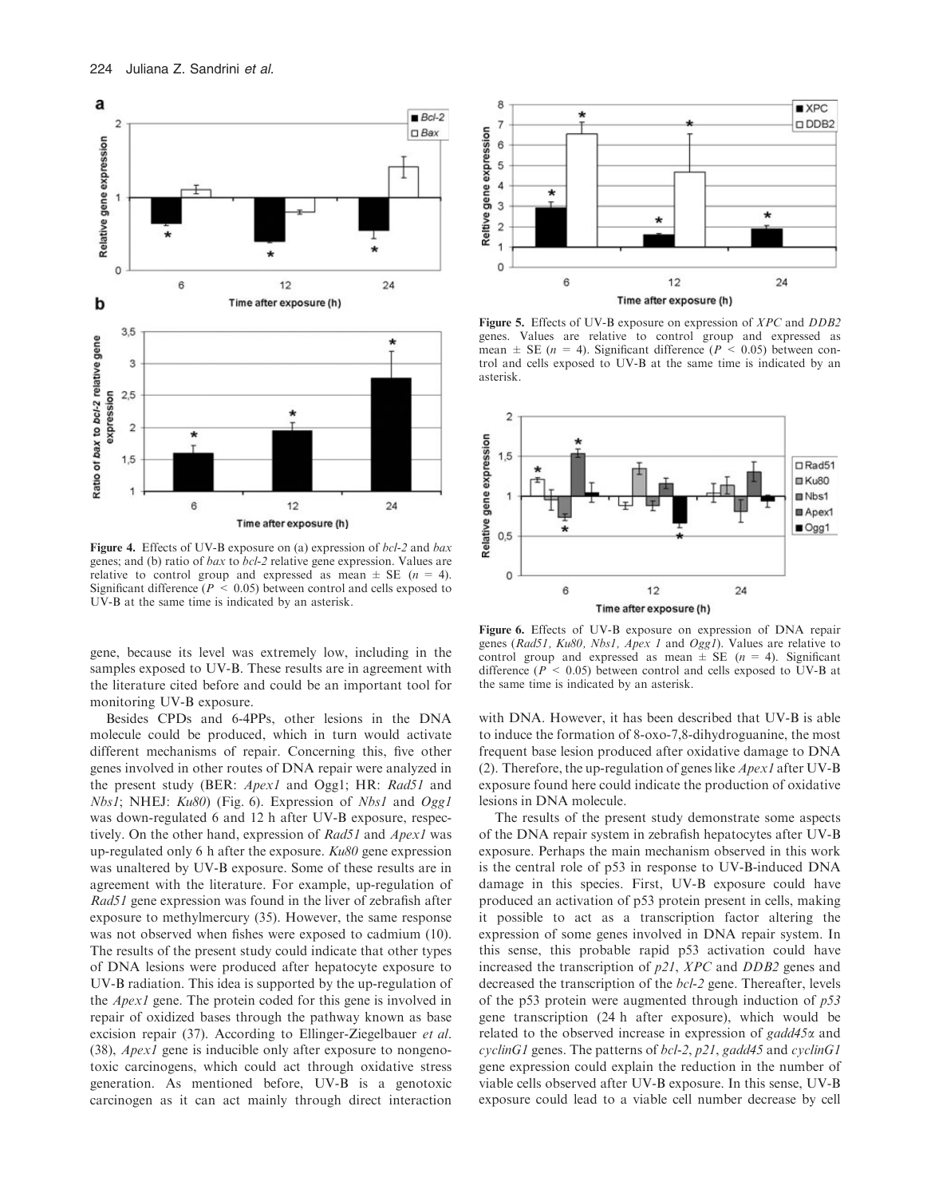Figure 4. Effects of UV-B exposure on (a) expression of *bcl-2* and *bax* genes; and (b) ratio of *bax* to *bcl-2* relative gene expression. Values are relative to control group and expressed as mean ± SE ($n = 4$). Significant difference ($P < 0.05$) between control and cells exposed to UV-B at the same time is indicated by an asterisk.

Figure 5. Effects of UV-B exposure on expression of *XPC* and *DDB2* genes. Values are relative to control group and expressed as mean ± SE ($n = 4$). Significant difference ($P < 0.05$) between control and cells exposed to UV-B at the same time is indicated by an asterisk.

Figure 6. Effects of UV-B exposure on expression of DNA repair genes (*Rad51, Ku80, Nbs1, Apex 1* and *Ogg1*). Values are relative to control group and expressed as mean ± SE ($n = 4$). Significant difference ($P < 0.05$) between control and cells exposed to UV-B at the same time is indicated by an asterisk.

gene, because its level was extremely low, including in the samples exposed to UV-B. These results are in agreement with the literature cited before and could be an important tool for monitoring UV-B exposure.

Besides CPDs and 6-4PPs, other lesions in the DNA molecule could be produced, which in turn would activate different mechanisms of repair. Concerning this, five other genes involved in other routes of DNA repair were analyzed in the present study (BER: *Apex1* and Ogg1; HR: *Rad51* and *Nbs1*; NHEJ: *Ku80*) (Fig. 6). Expression of *Nbs1* and *Ogg1* was down-regulated 6 and 12 h after UV-B exposure, respectively. On the other hand, expression of *Rad51* and *Apex1* was up-regulated only 6 h after the exposure. *Ku80* gene expression was unaltered by UV-B exposure. Some of these results are in agreement with the literature. For example, up-regulation of *Rad51* gene expression was found in the liver of zebrafish after exposure to methylmercury (35). However, the same response was not observed when fishes were exposed to cadmium (10). The results of the present study could indicate that other types of DNA lesions were produced after hepatocyte exposure to UV-B radiation. This idea is supported by the up-regulation of the *Apex1* gene. The protein coded for this gene is involved in repair of oxidized bases through the pathway known as base excision repair (37). According to Ellinger-Ziegelbauer *et al.* (38), *Apex1* gene is inducible only after exposure to nongenotoxic carcinogens, which could act through oxidative stress generation. As mentioned before, UV-B is a genotoxic carcinogen as it can act mainly through direct interaction with DNA. However, it has been described that UV-B is able to induce the formation of 8-oxo-7,8-dihydroguanine, the most frequent base lesion produced after oxidative damage to DNA (2). Therefore, the up-regulation of genes like *Apex1* after UV-B exposure found here could indicate the production of oxidative lesions in DNA molecule.

The results of the present study demonstrate some aspects of the DNA repair system in zebrafish hepatocytes after UV-B exposure. Perhaps the main mechanism observed in this work is the central role of p53 in response to UV-B-induced DNA damage in this species. First, UV-B exposure could have produced an activation of p53 protein present in cells, making it possible to act as a transcription factor altering the expression of some genes involved in DNA repair system. In this sense, this probable rapid p53 activation could have increased the transcription of *p21*, *XPC* and *DDB2* genes and decreased the transcription of the *bcl-2* gene. Thereafter, levels of the p53 protein were augmented through induction of *p53* gene transcription (24 h after exposure), which would be related to the observed increase in expression of *gadd45α* and *cyclinG1* genes. The patterns of *bcl-2*, *p21*, *gadd45* and *cyclinG1* gene expression could explain the reduction in the number of viable cells observed after UV-B exposure. In this sense, UV-B exposure could lead to a viable cell number decrease by cell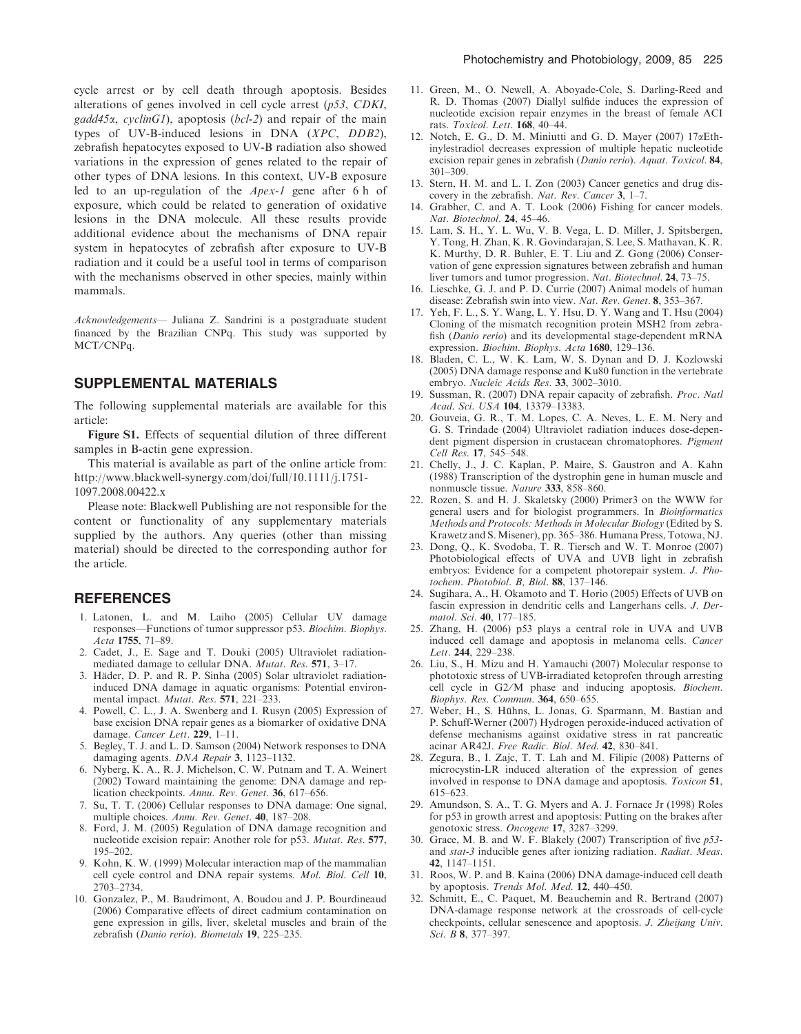cycle arrest or by cell death through apoptosis. Besides alterations of genes involved in cell cycle arrest (*p53*, *CDKI*, *gadd45α*, *cyclinG1*), apoptosis (*bcl-2*) and repair of the main types of UV-B-induced lesions in DNA (*XPC*, *DDB2*), zebrafish hepatocytes exposed to UV-B radiation also showed variations in the expression of genes related to the repair of other types of DNA lesions. In this context, UV-B exposure led to an up-regulation of the *Apex-1* gene after 6 h of exposure, which could be related to generation of oxidative lesions in the DNA molecule. All these results provide additional evidence about the mechanisms of DNA repair system in hepatocytes of zebrafish after exposure to UV-B radiation and it could be a useful tool in terms of comparison with the mechanisms observed in other species, mainly within mammals.

*Acknowledgements*— Juliana Z. Sandrini is a postgraduate student financed by the Brazilian CNPq. This study was supported by MCT/CNPq.

## SUPPLEMENTAL MATERIALS

The following supplemental materials are available for this article:

**Figure S1.** Effects of sequential dilution of three different samples in B-actin gene expression.

This material is available as part of the online article from: http://www.blackwell-synergy.com/doi/full/10.1111/j.1751-1097.2008.00422.x

Please note: Blackwell Publishing are not responsible for the content or functionality of any supplementary materials supplied by the authors. Any queries (other than missing material) should be directed to the corresponding author for the article.

## REFERENCES

1. Latonen, L. and M. Laiho (2005) Cellular UV damage responses—Functions of tumor suppressor p53. *Biochim. Biophys. Acta* **1755**, 71–89.
2. Cadet, J., E. Sage and T. Douki (2005) Ultraviolet radiation-mediated damage to cellular DNA. *Mutat. Res.* **571**, 3–17.
3. Häder, D. P. and R. P. Sinha (2005) Solar ultraviolet radiation-induced DNA damage in aquatic organisms: Potential environmental impact. *Mutat. Res.* **571**, 221–233.
4. Powell, C. L., J. A. Swenberg and I. Rusyn (2005) Expression of base excision DNA repair genes as a biomarker of oxidative DNA damage. *Cancer Lett.* **229**, 1–11.
5. Begley, T. J. and L. D. Samson (2004) Network responses to DNA damaging agents. *DNA Repair* **3**, 1123–1132.
6. Nyberg, K. A., R. J. Michelson, C. W. Putnam and T. A. Weinert (2002) Toward maintaining the genome: DNA damage and replication checkpoints. *Annu. Rev. Genet.* **36**, 617–656.
7. Su, T. T. (2006) Cellular responses to DNA damage: One signal, multiple choices. *Annu. Rev. Genet.* **40**, 187–208.
8. Ford, J. M. (2005) Regulation of DNA damage recognition and nucleotide excision repair: Another role for p53. *Mutat. Res.* **577**, 195–202.
9. Kohn, K. W. (1999) Molecular interaction map of the mammalian cell cycle control and DNA repair systems. *Mol. Biol. Cell* **10**, 2703–2734.
10. Gonzalez, P., M. Baudrimont, A. Boudou and J. P. Bourdineaud (2006) Comparative effects of direct cadmium contamination on gene expression in gills, liver, skeletal muscles and brain of the zebrafish (*Danio rerio*). *Biometals* **19**, 225–235.
11. Green, M., O. Newell, A. Aboyade-Cole, S. Darling-Reed and R. D. Thomas (2007) Diallyl sulfide induces the expression of nucleotide excision repair enzymes in the breast of female ACI rats. *Toxicol. Lett.* **168**, 40–44.
12. Notch, E. G., D. M. Miniutti and G. D. Mayer (2007) 17α-Ethinylestradiol decreases expression of multiple hepatic nucleotide excision repair genes in zebrafish (*Danio rerio*). *Aquat. Toxicol.* **84**, 301–309.
13. Stern, H. M. and L. I. Zon (2003) Cancer genetics and drug discovery in the zebrafish. *Nat. Rev. Cancer* **3**, 1–7.
14. Grabher, C. and A. T. Look (2006) Fishing for cancer models. *Nat. Biotechnol.* **24**, 45–46.
15. Lam, S. H., Y. L. Wu, V. B. Vega, L. D. Miller, J. Spitsbergen, Y. Tong, H. Zhan, K. R. Govindarajan, S. Lee, S. Mathavan, K. R. K. Murthy, D. R. Buhler, E. T. Liu and Z. Gong (2006) Conservation of gene expression signatures between zebrafish and human liver tumors and tumor progression. *Nat. Biotechnol.* **24**, 73–75.
16. Lieschke, G. J. and P. D. Currie (2007) Animal models of human disease: Zebrafish swin into view. *Nat. Rev. Genet.* **8**, 353–367.
17. Yeh, F. L., S. Y. Wang, L. Y. Hsu, D. Y. Wang and T. Hsu (2004) Cloning of the mismatch recognition protein MSH2 from zebrafish (*Danio rerio*) and its developmental stage-dependent mRNA expression. *Biochim. Biophys. Acta* **1680**, 129–136.
18. Bladen, C. L., W. K. Lam, W. S. Dynan and D. J. Kozlowski (2005) DNA damage response and Ku80 function in the vertebrate embryo. *Nucleic Acids Res.* **33**, 3002–3010.
19. Sussman, R. (2007) DNA repair capacity of zebrafish. *Proc. Natl Acad. Sci. USA* **104**, 13379–13383.
20. Gouveia, G. R., T. M. Lopes, C. A. Neves, L. E. M. Nery and G. S. Trindade (2004) Ultraviolet radiation induces dose-dependent pigment dispersion in crustacean chromatophores. *Pigment Cell Res.* **17**, 545–548.
21. Chelly, J., J. C. Kaplan, P. Maire, S. Gaustron and A. Kahn (1988) Transcription of the dystrophin gene in human muscle and nonmuscle tissue. *Nature* **333**, 858–860.
22. Rozen, S. and H. J. Skaletsky (2000) Primer3 on the WWW for general users and for biologist programmers. In *Bioinformatics Methods and Protocols: Methods in Molecular Biology* (Edited by S. Krawetz and S. Misener), pp. 365–386. Humana Press, Totowa, NJ.
23. Dong, Q., K. Svodoba, T. R. Tiersch and W. T. Monroe (2007) Photobiological effects of UVA and UVB light in zebrafish embryos: Evidence for a competent photorepair system. *J. Photochem. Photobiol. B, Biol.* **88**, 137–146.
24. Sugihara, A., H. Okamoto and T. Horio (2005) Effects of UVB on fascin expression in dendritic cells and Langerhans cells. *J. Dermatol. Sci.* **40**, 177–185.
25. Zhang, H. (2006) p53 plays a central role in UVA and UVB induced cell damage and apoptosis in melanoma cells. *Cancer Lett.* **244**, 229–238.
26. Liu, S., H. Mizu and H. Yamauchi (2007) Molecular response to phototoxic stress of UVB-irradiated ketoprofen through arresting cell cycle in G2/M phase and inducing apoptosis. *Biochem. Biophys. Res. Commun.* **364**, 650–655.
27. Weber, H., S. Hühns, L. Jonas, G. Sparmann, M. Bastian and P. Schuff-Werner (2007) Hydrogen peroxide-induced activation of defense mechanisms against oxidative stress in rat pancreatic acinar AR42J. *Free Radic. Biol. Med.* **42**, 830–841.
28. Zegura, B., I. Zajc, T. T. Lah and M. Filipic (2008) Patterns of microcystin-LR induced alteration of the expression of genes involved in response to DNA damage and apoptosis. *Toxicon* **51**, 615–623.
29. Amundson, S. A., T. G. Myers and A. J. Fornace Jr (1998) Roles for p53 in growth arrest and apoptosis: Putting on the brakes after genotoxic stress. *Oncogene* **17**, 3287–3299.
30. Grace, M. B. and W. F. Blakely (2007) Transcription of five *p53*- and *stat-3* inducible genes after ionizing radiation. *Radiat. Meas.* **42**, 1147–1151.
31. Roos, W. P. and B. Kaina (2006) DNA damage-induced cell death by apoptosis. *Trends Mol. Med.* **12**, 440–450.
32. Schmitt, E., C. Paquet, M. Beauchemin and R. Bertrand (2007) DNA-damage response network at the crossroads of cell-cycle checkpoints, cellular senescence and apoptosis. *J. Zheijang Univ. Sci. B* **8**, 377–397.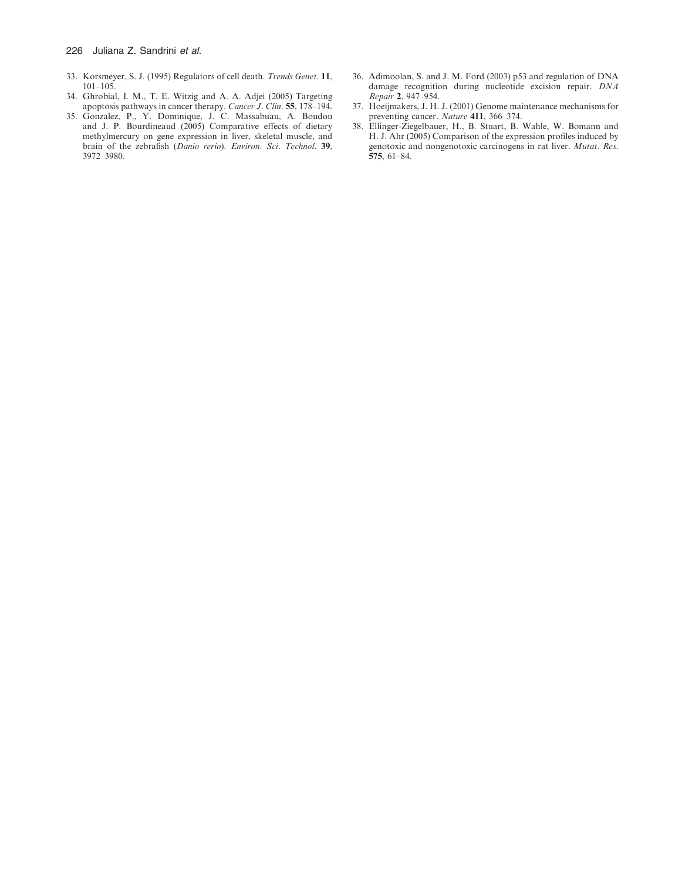33. Korsmeyer, S. J. (1995) Regulators of cell death. *Trends Genet*. **11**, 101–105.
34. Ghrobial, I. M., T. E. Witzig and A. A. Adjei (2005) Targeting apoptosis pathways in cancer therapy. *Cancer J. Clin*. **55**, 178–194.
35. Gonzalez, P., Y. Dominique, J. C. Massabuau, A. Boudou and J. P. Bourdineaud (2005) Comparative effects of dietary methylmercury on gene expression in liver, skeletal muscle, and brain of the zebrafish (*Danio rerio*). *Environ. Sci. Technol*. **39**, 3972–3980.
36. Adimoolan, S. and J. M. Ford (2003) p53 and regulation of DNA damage recognition during nucleotide excision repair. *DNA Repair* **2**, 947–954.
37. Hoeijmakers, J. H. J. (2001) Genome maintenance mechanisms for preventing cancer. *Nature* **411**, 366–374.
38. Ellinger-Ziegelbauer, H., B. Stuart, B. Wahle, W. Bomann and H. J. Ahr (2005) Comparison of the expression profiles induced by genotoxic and nongenotoxic carcinogens in rat liver. *Mutat. Res*. **575**, 61–84.